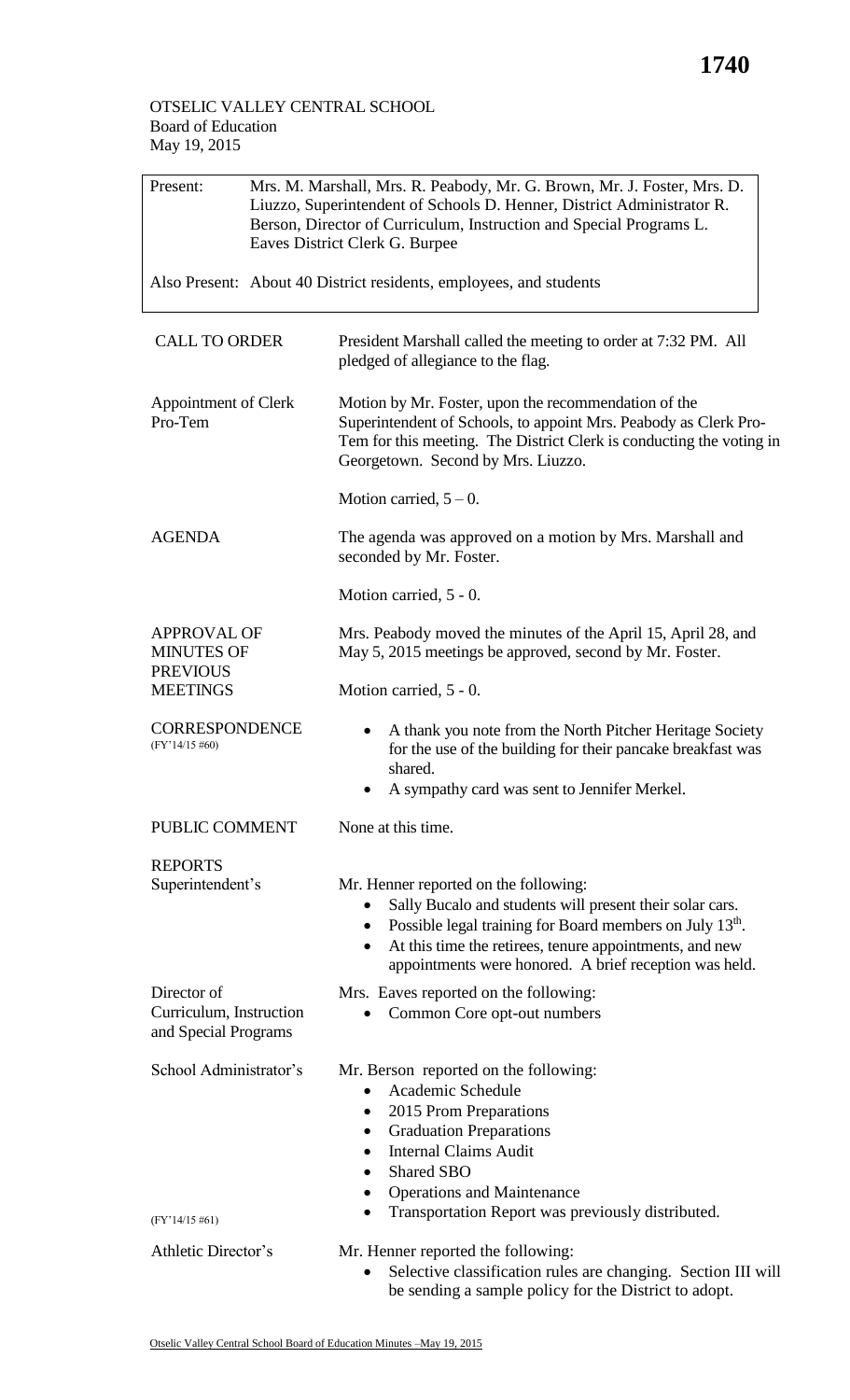OTSELIC VALLEY CENTRAL SCHOOL
Board of Education
May 19, 2015

| Present: | Mrs. M. Marshall, Mrs. R. Peabody, Mr. G. Brown, Mr. J. Foster, Mrs. D. Liuzzo, Superintendent of Schools D. Henner, District Administrator R. Berson, Director of Curriculum, Instruction and Special Programs L. Eaves District Clerk G. Burpee |
|---|---|

Also Present: About 40 District residents, employees, and students

**CALL TO ORDER**

President Marshall called the meeting to order at 7:32 PM. All pledged of allegiance to the flag.

**Appointment of Clerk Pro-Tem**

Motion by Mr. Foster, upon the recommendation of the Superintendent of Schools, to appoint Mrs. Peabody as Clerk Pro-Tem for this meeting. The District Clerk is conducting the voting in Georgetown. Second by Mrs. Liuzzo.

Motion carried, 5 – 0.

**AGENDA**

The agenda was approved on a motion by Mrs. Marshall and seconded by Mr. Foster.

Motion carried, 5 - 0.

**APPROVAL OF MINUTES OF PREVIOUS MEETINGS**

Mrs. Peabody moved the minutes of the April 15, April 28, and May 5, 2015 meetings be approved, second by Mr. Foster.

Motion carried, 5 - 0.

**CORRESPONDENCE**
(FY'14/15 #60)

- A thank you note from the North Pitcher Heritage Society for the use of the building for their pancake breakfast was shared.
- A sympathy card was sent to Jennifer Merkel.

**PUBLIC COMMENT**

None at this time.

**REPORTS**

**Superintendent's**

Mr. Henner reported on the following:

- Sally Bucalo and students will present their solar cars.
- Possible legal training for Board members on July 13th.
- At this time the retirees, tenure appointments, and new appointments were honored. A brief reception was held.

**Director of Curriculum, Instruction and Special Programs**

Mrs. Eaves reported on the following:

- Common Core opt-out numbers

**School Administrator's**

Mr. Berson reported on the following:

- Academic Schedule
- 2015 Prom Preparations
- Graduation Preparations
- Internal Claims Audit
- Shared SBO
- Operations and Maintenance
- Transportation Report was previously distributed.

(FY'14/15 #61)

**Athletic Director's**

Mr. Henner reported the following:

- Selective classification rules are changing. Section III will be sending a sample policy for the District to adopt.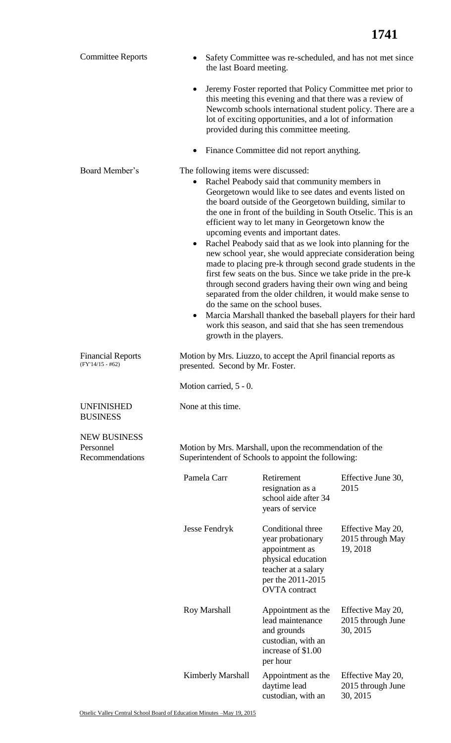**Committee Reports**

- Safety Committee was re-scheduled, and has not met since the last Board meeting.
- Jeremy Foster reported that Policy Committee met prior to this meeting this evening and that there was a review of Newcomb schools international student policy. There are a lot of exciting opportunities, and a lot of information provided during this committee meeting.
- Finance Committee did not report anything.

**Board Member's**

The following items were discussed:

- Rachel Peabody said that community members in Georgetown would like to see dates and events listed on the board outside of the Georgetown building, similar to the one in front of the building in South Otselic. This is an efficient way to let many in Georgetown know the upcoming events and important dates.
- Rachel Peabody said that as we look into planning for the new school year, she would appreciate consideration being made to placing pre-k through second grade students in the first few seats on the bus. Since we take pride in the pre-k through second graders having their own wing and being separated from the older children, it would make sense to do the same on the school buses.
- Marcia Marshall thanked the baseball players for their hard work this season, and said that she has seen tremendous growth in the players.

**Financial Reports**
(FY'14/15 - #62)

Motion by Mrs. Liuzzo, to accept the April financial reports as presented. Second by Mr. Foster.

Motion carried, 5 - 0.

**UNFINISHED BUSINESS**

None at this time.

**NEW BUSINESS**
**Personnel Recommendations**

Motion by Mrs. Marshall, upon the recommendation of the Superintendent of Schools to appoint the following:

| | | |
|---|---|---|
| Pamela Carr | Retirement resignation as a school aide after 34 years of service | Effective June 30, 2015 |
| Jesse Fendryk | Conditional three year probationary appointment as physical education teacher at a salary per the 2011-2015 OVTA contract | Effective May 20, 2015 through May 19, 2018 |
| Roy Marshall | Appointment as the lead maintenance and grounds custodian, with an increase of $1.00 per hour | Effective May 20, 2015 through June 30, 2015 |
| Kimberly Marshall | Appointment as the daytime lead custodian, with an | Effective May 20, 2015 through June 30, 2015 |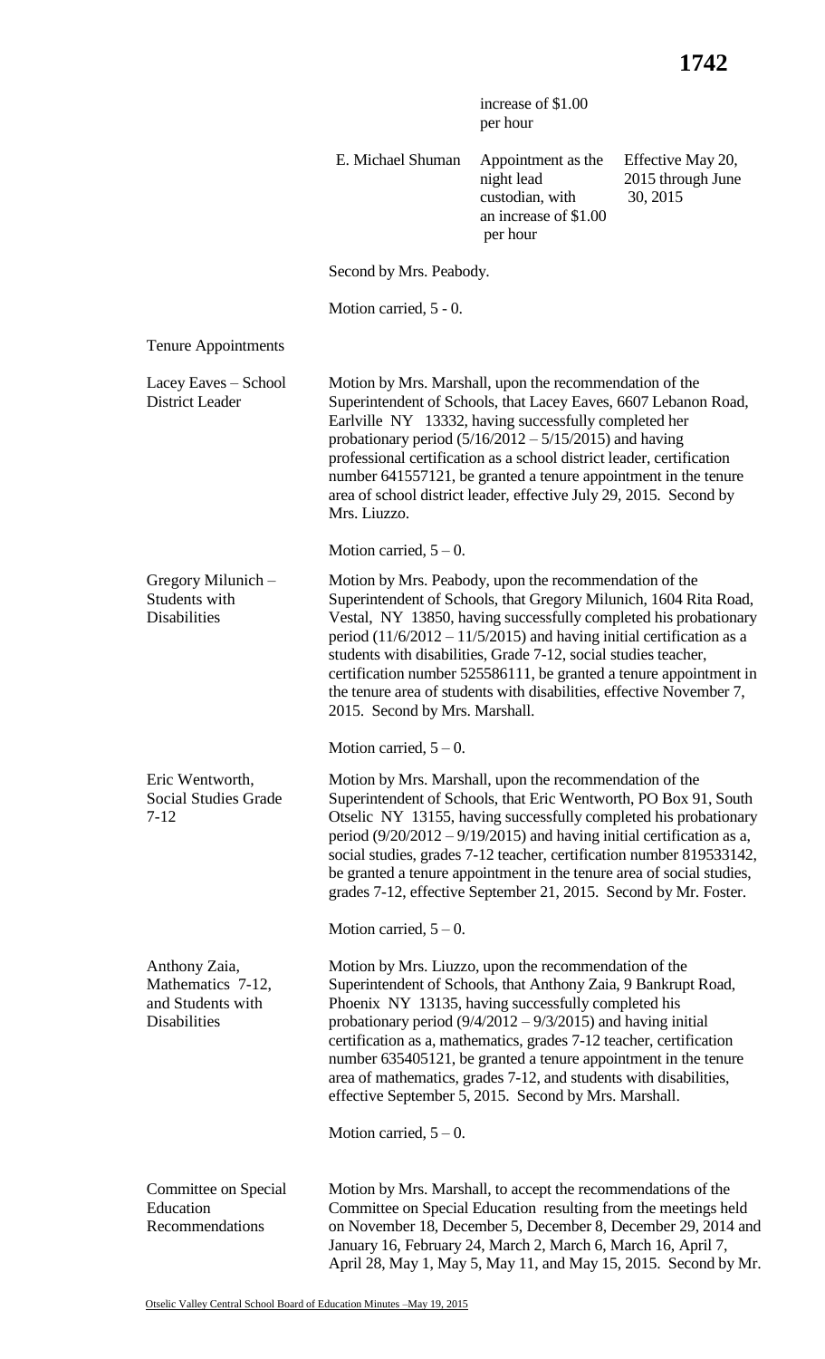| | | |
|---|---|---|
| | increase of $1.00 per hour | |
| E. Michael Shuman | Appointment as the night lead custodian, with an increase of $1.00 per hour | Effective May 20, 2015 through June 30, 2015 |

Second by Mrs. Peabody.

Motion carried, 5 - 0.

**Tenure Appointments**

**Lacey Eaves – School District Leader**

Motion by Mrs. Marshall, upon the recommendation of the Superintendent of Schools, that Lacey Eaves, 6607 Lebanon Road, Earlville NY 13332, having successfully completed her probationary period (5/16/2012 – 5/15/2015) and having professional certification as a school district leader, certification number 641557121, be granted a tenure appointment in the tenure area of school district leader, effective July 29, 2015. Second by Mrs. Liuzzo.

Motion carried, 5 – 0.

**Gregory Milunich – Students with Disabilities**

Motion by Mrs. Peabody, upon the recommendation of the Superintendent of Schools, that Gregory Milunich, 1604 Rita Road, Vestal, NY 13850, having successfully completed his probationary period (11/6/2012 – 11/5/2015) and having initial certification as a students with disabilities, Grade 7-12, social studies teacher, certification number 525586111, be granted a tenure appointment in the tenure area of students with disabilities, effective November 7, 2015. Second by Mrs. Marshall.

Motion carried, 5 – 0.

**Eric Wentworth, Social Studies Grade 7-12**

Motion by Mrs. Marshall, upon the recommendation of the Superintendent of Schools, that Eric Wentworth, PO Box 91, South Otselic NY 13155, having successfully completed his probationary period (9/20/2012 – 9/19/2015) and having initial certification as a, social studies, grades 7-12 teacher, certification number 819533142, be granted a tenure appointment in the tenure area of social studies, grades 7-12, effective September 21, 2015. Second by Mr. Foster.

Motion carried, 5 – 0.

**Anthony Zaia, Mathematics 7-12, and Students with Disabilities**

Motion by Mrs. Liuzzo, upon the recommendation of the Superintendent of Schools, that Anthony Zaia, 9 Bankrupt Road, Phoenix NY 13135, having successfully completed his probationary period (9/4/2012 – 9/3/2015) and having initial certification as a, mathematics, grades 7-12 teacher, certification number 635405121, be granted a tenure appointment in the tenure area of mathematics, grades 7-12, and students with disabilities, effective September 5, 2015. Second by Mrs. Marshall.

Motion carried, 5 – 0.

**Committee on Special Education Recommendations**

Motion by Mrs. Marshall, to accept the recommendations of the Committee on Special Education resulting from the meetings held on November 18, December 5, December 8, December 29, 2014 and January 16, February 24, March 2, March 6, March 16, April 7, April 28, May 1, May 5, May 11, and May 15, 2015. Second by Mr.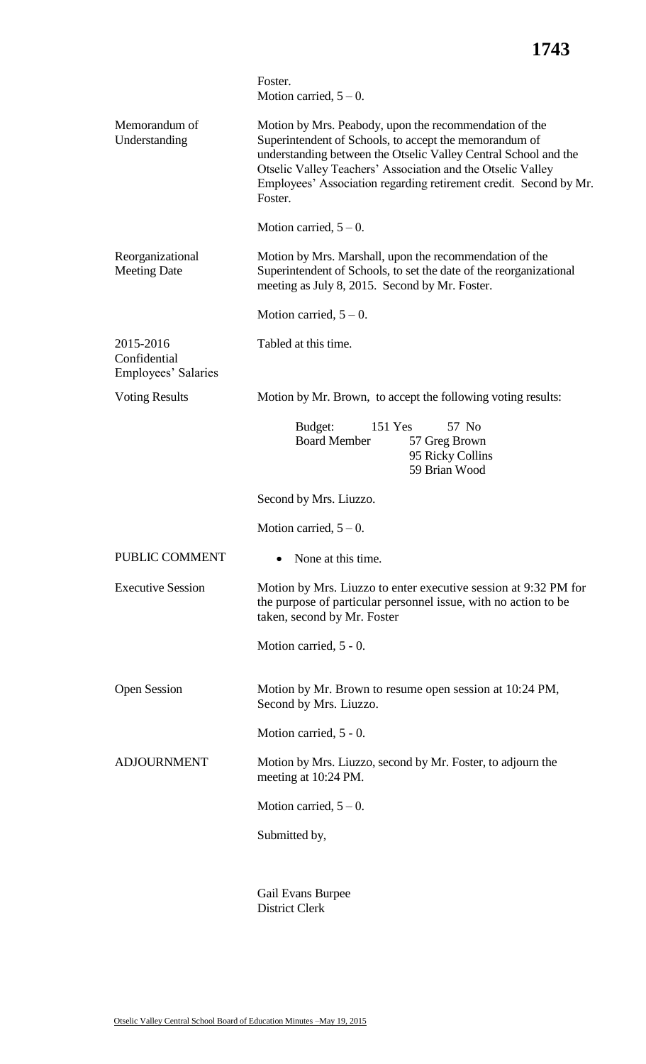Foster.
Motion carried, 5 – 0.

**Memorandum of Understanding**

Motion by Mrs. Peabody, upon the recommendation of the Superintendent of Schools, to accept the memorandum of understanding between the Otselic Valley Central School and the Otselic Valley Teachers' Association and the Otselic Valley Employees' Association regarding retirement credit. Second by Mr. Foster.

Motion carried, 5 – 0.

**Reorganizational Meeting Date**

Motion by Mrs. Marshall, upon the recommendation of the Superintendent of Schools, to set the date of the reorganizational meeting as July 8, 2015. Second by Mr. Foster.

Motion carried, 5 – 0.

**2015-2016 Confidential Employees' Salaries**

Tabled at this time.

**Voting Results**

Motion by Mr. Brown, to accept the following voting results:

| | | |
|---|---|---|
| Budget: | 151 Yes | 57 No |
| Board Member | | 57 Greg Brown |
| | | 95 Ricky Collins |
| | | 59 Brian Wood |

Second by Mrs. Liuzzo.

Motion carried, 5 – 0.

**PUBLIC COMMENT**

- None at this time.

**Executive Session**

Motion by Mrs. Liuzzo to enter executive session at 9:32 PM for the purpose of particular personnel issue, with no action to be taken, second by Mr. Foster

Motion carried, 5 - 0.

**Open Session**

Motion by Mr. Brown to resume open session at 10:24 PM, Second by Mrs. Liuzzo.

Motion carried, 5 - 0.

**ADJOURNMENT**

Motion by Mrs. Liuzzo, second by Mr. Foster, to adjourn the meeting at 10:24 PM.

Motion carried, 5 – 0.

Submitted by,

Gail Evans Burpee
District Clerk